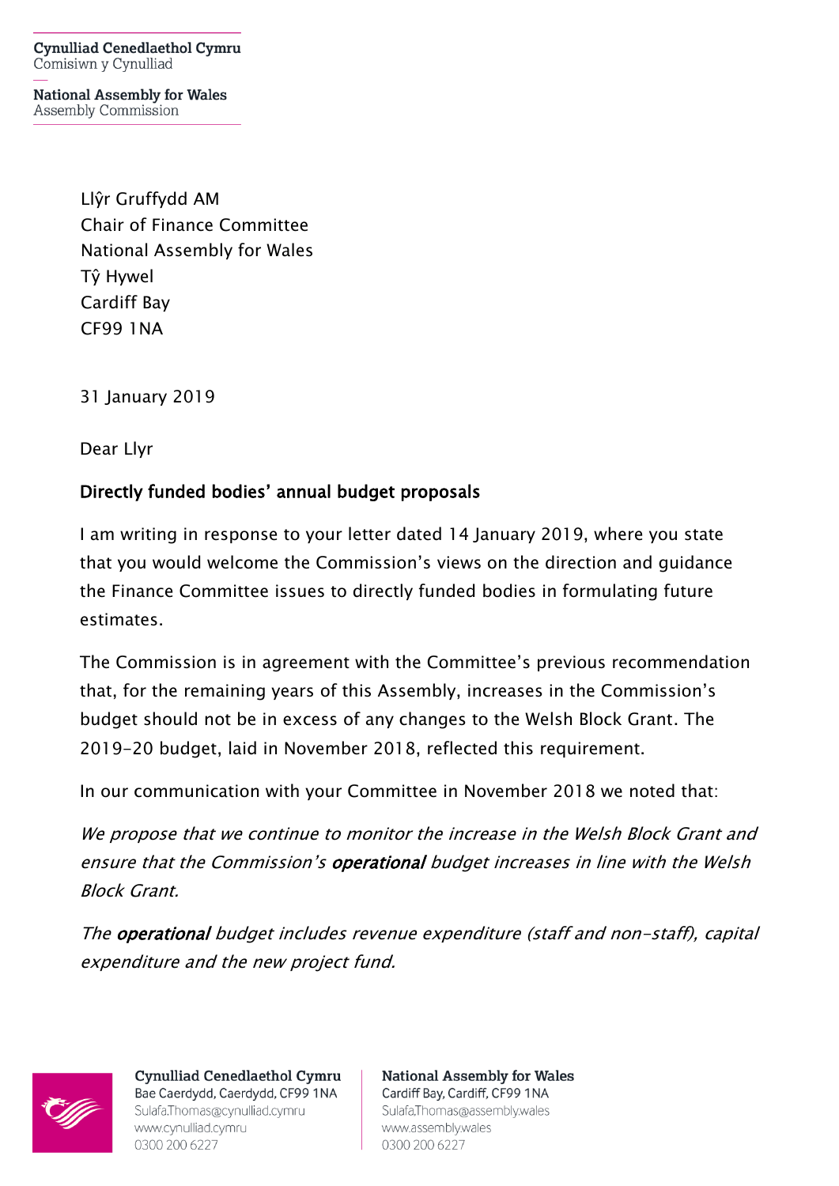**Cynulliad Cenedlaethol Cymru**
Comisiwn y Cynulliad

**National Assembly for Wales**
Assembly Commission

Llŷr Gruffydd AM
Chair of Finance Committee
National Assembly for Wales
Tŷ Hywel
Cardiff Bay
CF99 1NA

31 January 2019

Dear Llyr

**Directly funded bodies' annual budget proposals**

I am writing in response to your letter dated 14 January 2019, where you state that you would welcome the Commission's views on the direction and guidance the Finance Committee issues to directly funded bodies in formulating future estimates.

The Commission is in agreement with the Committee's previous recommendation that, for the remaining years of this Assembly, increases in the Commission's budget should not be in excess of any changes to the Welsh Block Grant. The 2019-20 budget, laid in November 2018, reflected this requirement.

In our communication with your Committee in November 2018 we noted that:

*We propose that we continue to monitor the increase in the Welsh Block Grant and ensure that the Commission's* ***operational*** *budget increases in line with the Welsh Block Grant.*

*The* ***operational*** *budget includes revenue expenditure (staff and non-staff), capital expenditure and the new project fund.*

**Cynulliad Cenedlaethol Cymru**
Bae Caerdydd, Caerdydd, CF99 1NA
Sulafa.Thomas@cynulliad.cymru
www.cynulliad.cymru
0300 200 6227

**National Assembly for Wales**
Cardiff Bay, Cardiff, CF99 1NA
Sulafa.Thomas@assembly.wales
www.assembly.wales
0300 200 6227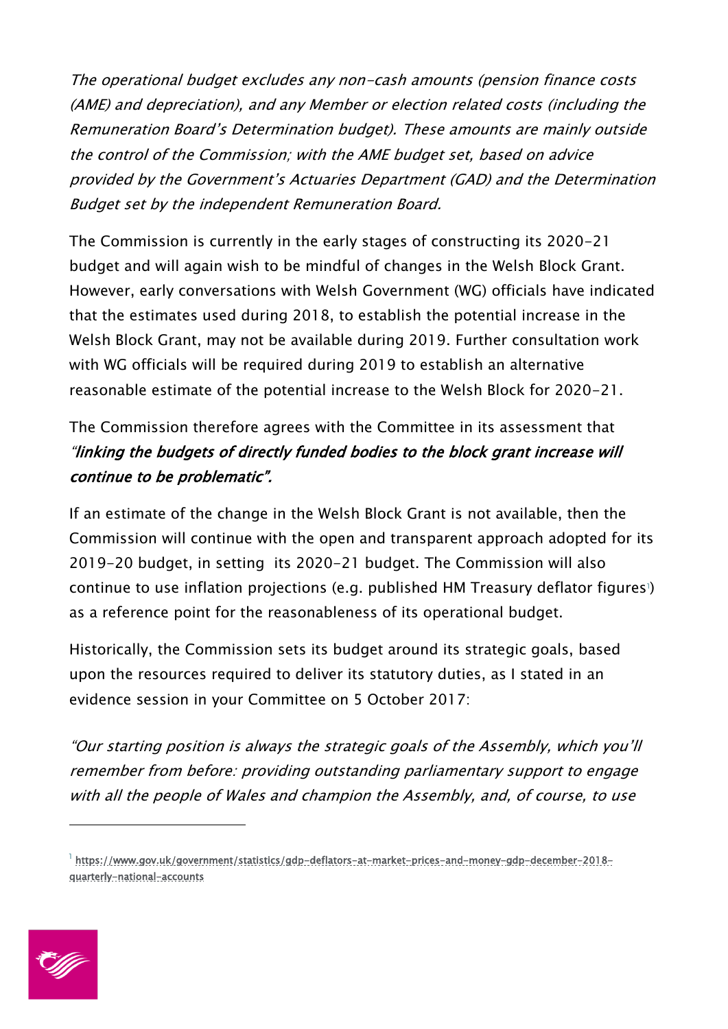*The operational budget excludes any non-cash amounts (pension finance costs (AME) and depreciation), and any Member or election related costs (including the Remuneration Board's Determination budget). These amounts are mainly outside the control of the Commission; with the AME budget set, based on advice provided by the Government's Actuaries Department (GAD) and the Determination Budget set by the independent Remuneration Board.*

The Commission is currently in the early stages of constructing its 2020-21 budget and will again wish to be mindful of changes in the Welsh Block Grant. However, early conversations with Welsh Government (WG) officials have indicated that the estimates used during 2018, to establish the potential increase in the Welsh Block Grant, may not be available during 2019. Further consultation work with WG officials will be required during 2019 to establish an alternative reasonable estimate of the potential increase to the Welsh Block for 2020-21.

The Commission therefore agrees with the Committee in its assessment that *"**linking the budgets of directly funded bodies to the block grant increase will continue to be problematic**".*

If an estimate of the change in the Welsh Block Grant is not available, then the Commission will continue with the open and transparent approach adopted for its 2019-20 budget, in setting its 2020-21 budget. The Commission will also continue to use inflation projections (e.g. published HM Treasury deflator figures[1]) as a reference point for the reasonableness of its operational budget.

Historically, the Commission sets its budget around its strategic goals, based upon the resources required to deliver its statutory duties, as I stated in an evidence session in your Committee on 5 October 2017:

*"Our starting position is always the strategic goals of the Assembly, which you'll remember from before: providing outstanding parliamentary support to engage with all the people of Wales and champion the Assembly, and, of course, to use*

[1] https://www.gov.uk/government/statistics/gdp-deflators-at-market-prices-and-money-gdp-december-2018-quarterly-national-accounts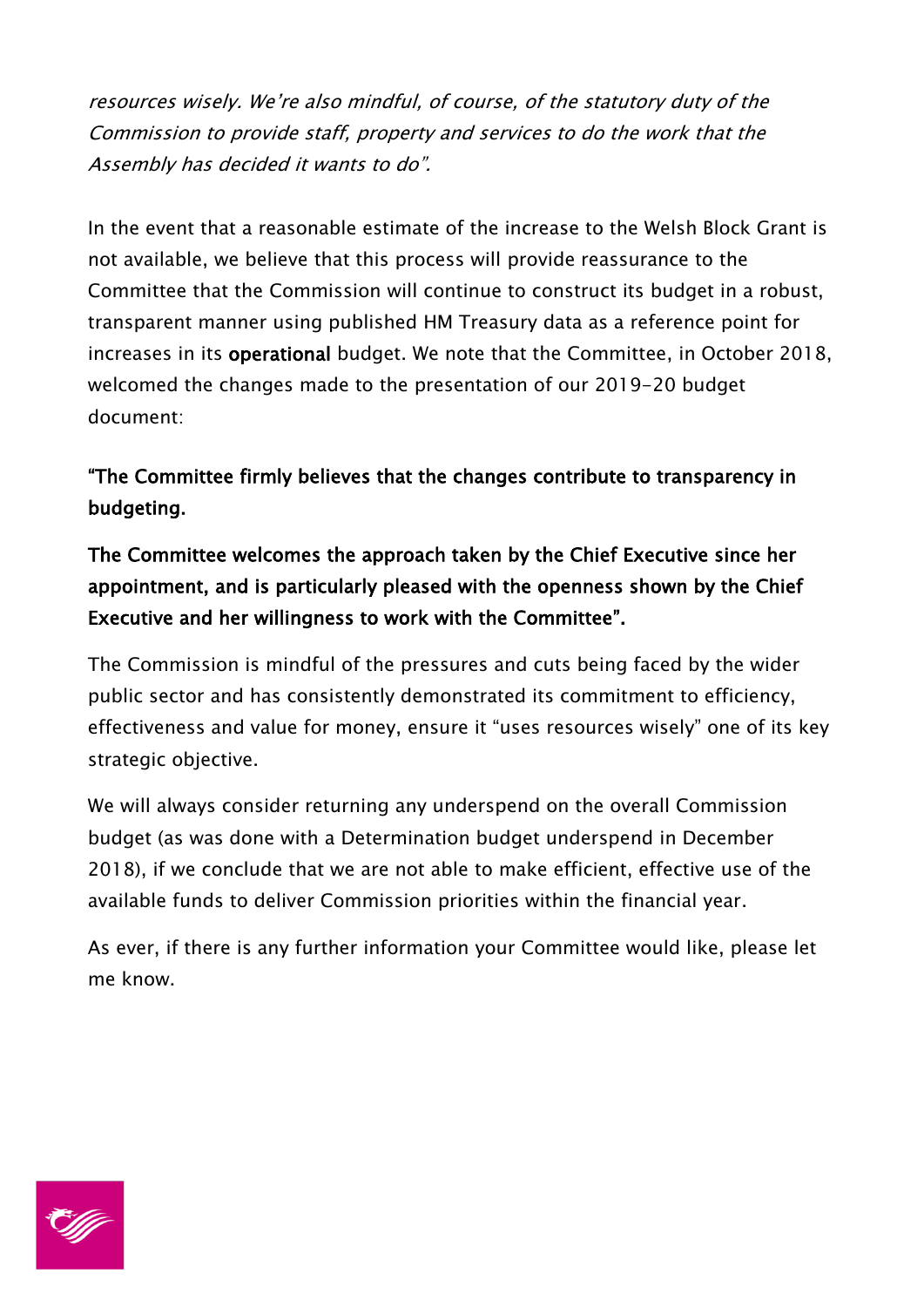*resources wisely. We're also mindful, of course, of the statutory duty of the Commission to provide staff, property and services to do the work that the Assembly has decided it wants to do".*

In the event that a reasonable estimate of the increase to the Welsh Block Grant is not available, we believe that this process will provide reassurance to the Committee that the Commission will continue to construct its budget in a robust, transparent manner using published HM Treasury data as a reference point for increases in its **operational** budget. We note that the Committee, in October 2018, welcomed the changes made to the presentation of our 2019-20 budget document:

**"The Committee firmly believes that the changes contribute to transparency in budgeting.**

**The Committee welcomes the approach taken by the Chief Executive since her appointment, and is particularly pleased with the openness shown by the Chief Executive and her willingness to work with the Committee".**

The Commission is mindful of the pressures and cuts being faced by the wider public sector and has consistently demonstrated its commitment to efficiency, effectiveness and value for money, ensure it "uses resources wisely" one of its key strategic objective.

We will always consider returning any underspend on the overall Commission budget (as was done with a Determination budget underspend in December 2018), if we conclude that we are not able to make efficient, effective use of the available funds to deliver Commission priorities within the financial year.

As ever, if there is any further information your Committee would like, please let me know.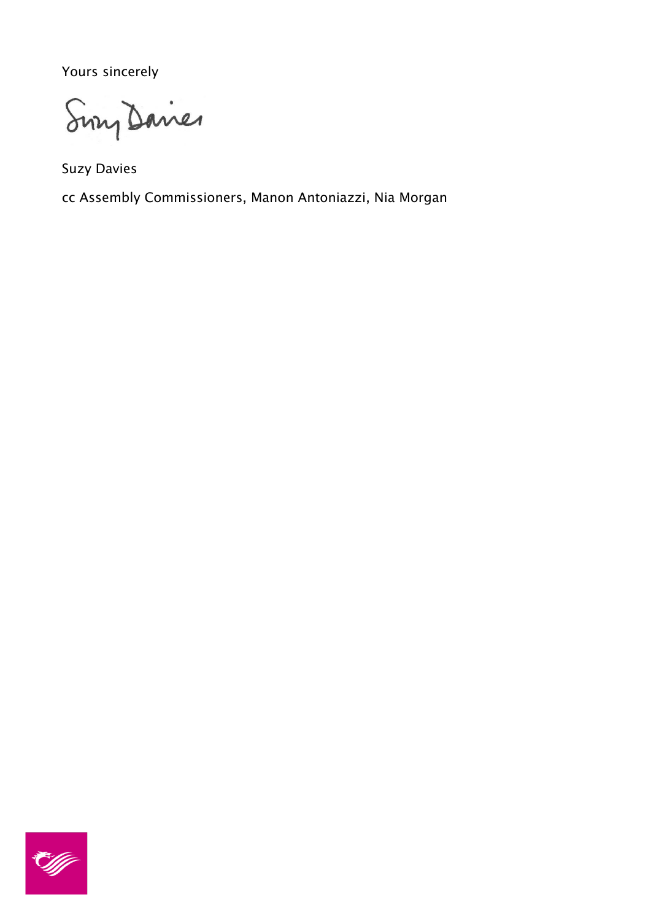Yours sincerely

Suzy Davies

cc Assembly Commissioners, Manon Antoniazzi, Nia Morgan